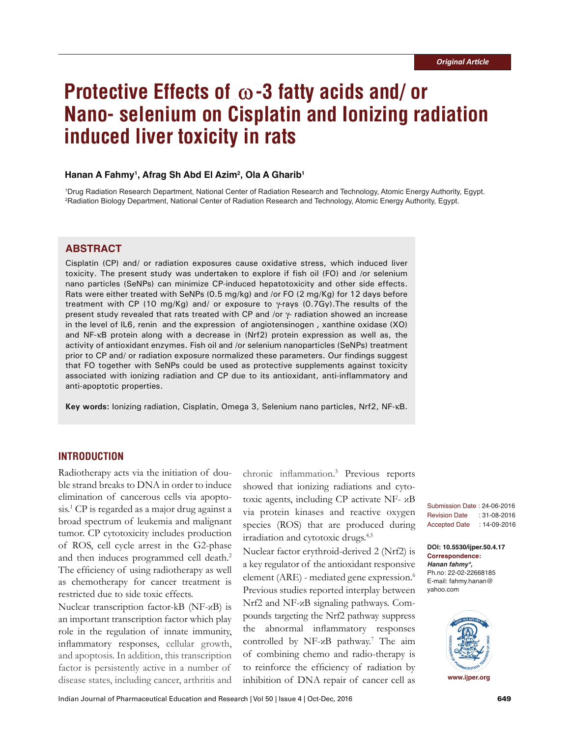Original Article

# Protective Effects of ω-3 fatty acids and/ or Nano- selenium on Cisplatin and Ionizing radiation induced liver toxicity in rats

**Hanan A Fahmy[1], Afrag Sh Abd El Azim[2], Ola A Gharib[1]**

[1]Drug Radiation Research Department, National Center of Radiation Research and Technology, Atomic Energy Authority, Egypt.
[2]Radiation Biology Department, National Center of Radiation Research and Technology, Atomic Energy Authority, Egypt.

## ABSTRACT

Cisplatin (CP) and/ or radiation exposures cause oxidative stress, which induced liver toxicity. The present study was undertaken to explore if fish oil (FO) and /or selenium nano particles (SeNPs) can minimize CP-induced hepatotoxicity and other side effects. Rats were either treated with SeNPs (0.5 mg/kg) and /or FO (2 mg/Kg) for 12 days before treatment with CP (10 mg/Kg) and/ or exposure to γ-rays (0.7Gy).The results of the present study revealed that rats treated with CP and /or γ- radiation showed an increase in the level of IL6, renin and the expression of angiotensinogen , xanthine oxidase (XO) and NF-κB protein along with a decrease in (Nrf2) protein expression as well as, the activity of antioxidant enzymes. Fish oil and /or selenium nanoparticles (SeNPs) treatment prior to CP and/ or radiation exposure normalized these parameters. Our findings suggest that FO together with SeNPs could be used as protective supplements against toxicity associated with ionizing radiation and CP due to its antioxidant, anti-inflammatory and anti-apoptotic properties.

**Key words:** Ionizing radiation, Cisplatin, Omega 3, Selenium nano particles, Nrf2, NF-κB.

Submission Date : 24-06-2016
Revision Date : 31-08-2016
Accepted Date : 14-09-2016

**DOI: 10.5530/ijper.50.4.17**
**Correspondence:**
***Hanan fahmy\*,***
Ph.no: 22-02-22668185
E-mail: fahmy.hanan@yahoo.com

www.ijper.org

## INTRODUCTION

Radiotherapy acts via the initiation of double strand breaks to DNA in order to induce elimination of cancerous cells via apoptosis.[1] CP is regarded as a major drug against a broad spectrum of leukemia and malignant tumor. CP cytotoxicity includes production of ROS, cell cycle arrest in the G2-phase and then induces programmed cell death.[2] The efficiency of using radiotherapy as well as chemotherapy for cancer treatment is restricted due to side toxic effects.

Nuclear transcription factor-kB (NF-κB) is an important transcription factor which play role in the regulation of innate immunity, inflammatory responses, cellular growth, and apoptosis. In addition, this transcription factor is persistently active in a number of disease states, including cancer, arthritis and chronic inflammation.[3] Previous reports showed that ionizing radiations and cytotoxic agents, including CP activate NF- κB via protein kinases and reactive oxygen species (ROS) that are produced during irradiation and cytotoxic drugs.[4,5]

Nuclear factor erythroid-derived 2 (Nrf2) is a key regulator of the antioxidant responsive element (ARE) - mediated gene expression.[6] Previous studies reported interplay between Nrf2 and NF-κB signaling pathways. Compounds targeting the Nrf2 pathway suppress the abnormal inflammatory responses controlled by NF-κB pathway.[7] The aim of combining chemo and radio-therapy is to reinforce the efficiency of radiation by inhibition of DNA repair of cancer cell as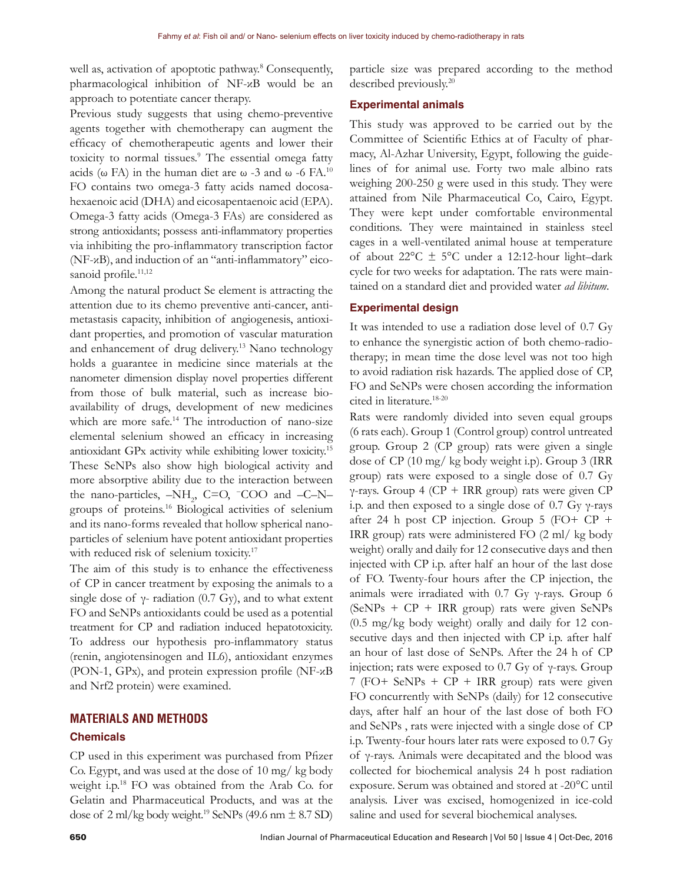well as, activation of apoptotic pathway.[8] Consequently, pharmacological inhibition of NF-ϰB would be an approach to potentiate cancer therapy.

Previous study suggests that using chemo-preventive agents together with chemotherapy can augment the efficacy of chemotherapeutic agents and lower their toxicity to normal tissues.[9] The essential omega fatty acids (ω FA) in the human diet are ω -3 and ω -6 FA.[10] FO contains two omega-3 fatty acids named docosahexaenoic acid (DHA) and eicosapentaenoic acid (EPA). Omega-3 fatty acids (Omega-3 FAs) are considered as strong antioxidants; possess anti-inflammatory properties via inhibiting the pro-inflammatory transcription factor (NF-ϰB), and induction of an "anti-inflammatory" eicosanoid profile.[11,12]

Among the natural product Se element is attracting the attention due to its chemo preventive anti-cancer, anti-metastasis capacity, inhibition of angiogenesis, antioxidant properties, and promotion of vascular maturation and enhancement of drug delivery.[13] Nano technology holds a guarantee in medicine since materials at the nanometer dimension display novel properties different from those of bulk material, such as increase bioavailability of drugs, development of new medicines which are more safe.[14] The introduction of nano-size elemental selenium showed an efficacy in increasing antioxidant GPx activity while exhibiting lower toxicity.[15] These SeNPs also show high biological activity and more absorptive ability due to the interaction between the nano-particles, $-NH_2$, C=O, $^-$COO and –C–N– groups of proteins.[16] Biological activities of selenium and its nano-forms revealed that hollow spherical nanoparticles of selenium have potent antioxidant properties with reduced risk of selenium toxicity.[17]

The aim of this study is to enhance the effectiveness of CP in cancer treatment by exposing the animals to a single dose of γ- radiation (0.7 Gy), and to what extent FO and SeNPs antioxidants could be used as a potential treatment for CP and radiation induced hepatotoxicity. To address our hypothesis pro-inflammatory status (renin, angiotensinogen and IL6), antioxidant enzymes (PON-1, GPx), and protein expression profile (NF-ϰB and Nrf2 protein) were examined.

## MATERIALS AND METHODS

### Chemicals

CP used in this experiment was purchased from Pfizer Co. Egypt, and was used at the dose of 10 mg/ kg body weight i.p.[18] FO was obtained from the Arab Co. for Gelatin and Pharmaceutical Products, and was at the dose of 2 ml/kg body weight.[19] SeNPs (49.6 nm ± 8.7 SD) particle size was prepared according to the method described previously.[20]

### Experimental animals

This study was approved to be carried out by the Committee of Scientific Ethics at of Faculty of pharmacy, Al-Azhar University, Egypt, following the guidelines of for animal use. Forty two male albino rats weighing 200-250 g were used in this study. They were attained from Nile Pharmaceutical Co, Cairo, Egypt. They were kept under comfortable environmental conditions. They were maintained in stainless steel cages in a well-ventilated animal house at temperature of about 22°C ± 5°C under a 12:12-hour light–dark cycle for two weeks for adaptation. The rats were maintained on a standard diet and provided water *ad libitum*.

### Experimental design

It was intended to use a radiation dose level of 0.7 Gy to enhance the synergistic action of both chemo-radiotherapy; in mean time the dose level was not too high to avoid radiation risk hazards. The applied dose of CP, FO and SeNPs were chosen according the information cited in literature.[18-20]

Rats were randomly divided into seven equal groups (6 rats each). Group 1 (Control group) control untreated group. Group 2 (CP group) rats were given a single dose of CP (10 mg/ kg body weight i.p). Group 3 (IRR group) rats were exposed to a single dose of 0.7 Gy γ-rays. Group 4 (CP + IRR group) rats were given CP i.p. and then exposed to a single dose of 0.7 Gy γ-rays after 24 h post CP injection. Group 5 (FO+ CP + IRR group) rats were administered FO (2 ml/ kg body weight) orally and daily for 12 consecutive days and then injected with CP i.p. after half an hour of the last dose of FO. Twenty-four hours after the CP injection, the animals were irradiated with 0.7 Gy γ-rays. Group 6 (SeNPs + CP + IRR group) rats were given SeNPs (0.5 mg/kg body weight) orally and daily for 12 consecutive days and then injected with CP i.p. after half an hour of last dose of SeNPs. After the 24 h of CP injection; rats were exposed to 0.7 Gy of γ-rays. Group 7 (FO+ SeNPs + CP + IRR group) rats were given FO concurrently with SeNPs (daily) for 12 consecutive days, after half an hour of the last dose of both FO and SeNPs , rats were injected with a single dose of CP i.p. Twenty-four hours later rats were exposed to 0.7 Gy of γ-rays. Animals were decapitated and the blood was collected for biochemical analysis 24 h post radiation exposure. Serum was obtained and stored at -20°C until analysis. Liver was excised, homogenized in ice-cold saline and used for several biochemical analyses.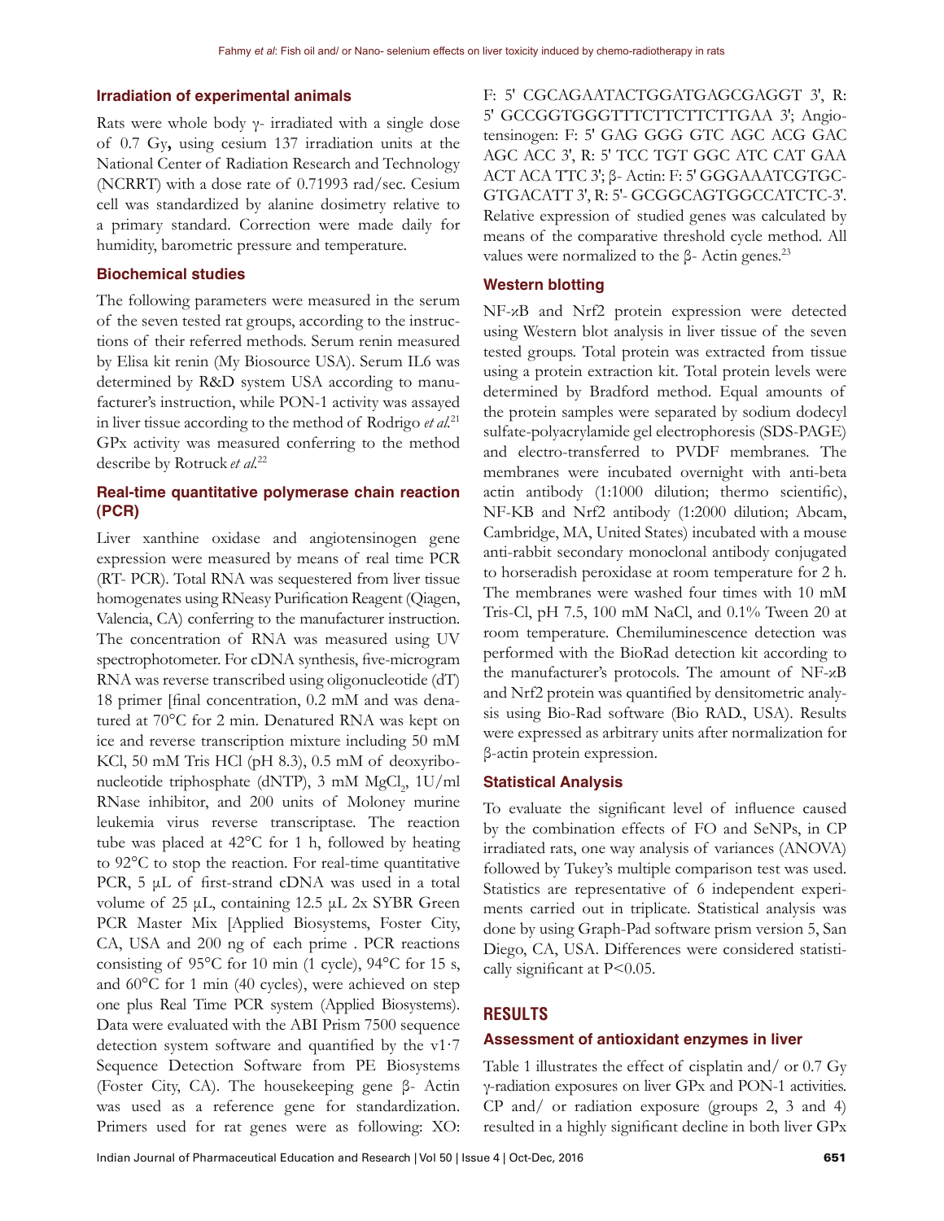### Irradiation of experimental animals

Rats were whole body γ- irradiated with a single dose of 0.7 Gy**,** using cesium 137 irradiation units at the National Center of Radiation Research and Technology (NCRRT) with a dose rate of 0.71993 rad/sec. Cesium cell was standardized by alanine dosimetry relative to a primary standard. Correction were made daily for humidity, barometric pressure and temperature.

### Biochemical studies

The following parameters were measured in the serum of the seven tested rat groups, according to the instructions of their referred methods. Serum renin measured by Elisa kit renin (My Biosource USA). Serum IL6 was determined by R&D system USA according to manufacturer's instruction, while PON-1 activity was assayed in liver tissue according to the method of Rodrigo *et al.*[21] GPx activity was measured conferring to the method describe by Rotruck *et al.*[22]

### Real-time quantitative polymerase chain reaction (PCR)

Liver xanthine oxidase and angiotensinogen gene expression were measured by means of real time PCR (RT- PCR). Total RNA was sequestered from liver tissue homogenates using RNeasy Purification Reagent (Qiagen, Valencia, CA) conferring to the manufacturer instruction. The concentration of RNA was measured using UV spectrophotometer. For cDNA synthesis, five-microgram RNA was reverse transcribed using oligonucleotide (dT) 18 primer [final concentration, 0.2 mM and was denatured at 70°C for 2 min. Denatured RNA was kept on ice and reverse transcription mixture including 50 mM KCl, 50 mM Tris HCl (pH 8.3), 0.5 mM of deoxyribonucleotide triphosphate (dNTP), 3 mM $MgCl_2$, 1U/ml RNase inhibitor, and 200 units of Moloney murine leukemia virus reverse transcriptase. The reaction tube was placed at 42°C for 1 h, followed by heating to 92°C to stop the reaction. For real-time quantitative PCR, 5 μL of first-strand cDNA was used in a total volume of 25 μL, containing 12.5 μL 2x SYBR Green PCR Master Mix [Applied Biosystems, Foster City, CA, USA and 200 ng of each prime . PCR reactions consisting of 95°C for 10 min (1 cycle), 94°C for 15 s, and 60°C for 1 min (40 cycles), were achieved on step one plus Real Time PCR system (Applied Biosystems). Data were evaluated with the ABI Prism 7500 sequence detection system software and quantified by the v1·7 Sequence Detection Software from PE Biosystems (Foster City, CA). The housekeeping gene β- Actin was used as a reference gene for standardization. Primers used for rat genes were as following: XO: F: 5' CGCAGAATACTGGATGAGCGAGGT 3', R: 5' GCCGGTGGGTTTCTTCTTCTTGAA 3'; Angiotensinogen: F: 5' GAG GGG GTC AGC ACG GAC AGC ACC 3', R: 5' TCC TGT GGC ATC CAT GAA ACT ACA TTC 3'; β- Actin: F: 5' GGGAAATCGTGCGTGACATT 3', R: 5'- GCGGCAGTGGCCATCTC-3'. Relative expression of studied genes was calculated by means of the comparative threshold cycle method. All values were normalized to the β- Actin genes.[23]

### Western blotting

NF-κB and Nrf2 protein expression were detected using Western blot analysis in liver tissue of the seven tested groups. Total protein was extracted from tissue using a protein extraction kit. Total protein levels were determined by Bradford method. Equal amounts of the protein samples were separated by sodium dodecyl sulfate-polyacrylamide gel electrophoresis (SDS-PAGE) and electro-transferred to PVDF membranes. The membranes were incubated overnight with anti-beta actin antibody (1:1000 dilution; thermo scientific), NF-KB and Nrf2 antibody (1:2000 dilution; Abcam, Cambridge, MA, United States) incubated with a mouse anti-rabbit secondary monoclonal antibody conjugated to horseradish peroxidase at room temperature for 2 h. The membranes were washed four times with 10 mM Tris-Cl, pH 7.5, 100 mM NaCl, and 0.1% Tween 20 at room temperature. Chemiluminescence detection was performed with the BioRad detection kit according to the manufacturer's protocols. The amount of NF-κB and Nrf2 protein was quantified by densitometric analysis using Bio-Rad software (Bio RAD., USA). Results were expressed as arbitrary units after normalization for β-actin protein expression.

### Statistical Analysis

To evaluate the significant level of influence caused by the combination effects of FO and SeNPs, in CP irradiated rats, one way analysis of variances (ANOVA) followed by Tukey's multiple comparison test was used. Statistics are representative of 6 independent experiments carried out in triplicate. Statistical analysis was done by using Graph-Pad software prism version 5, San Diego, CA, USA. Differences were considered statistically significant at $P<0.05$.

## RESULTS

### Assessment of antioxidant enzymes in liver

Table 1 illustrates the effect of cisplatin and/ or 0.7 Gy γ-radiation exposures on liver GPx and PON-1 activities. CP and/ or radiation exposure (groups 2, 3 and 4) resulted in a highly significant decline in both liver GPx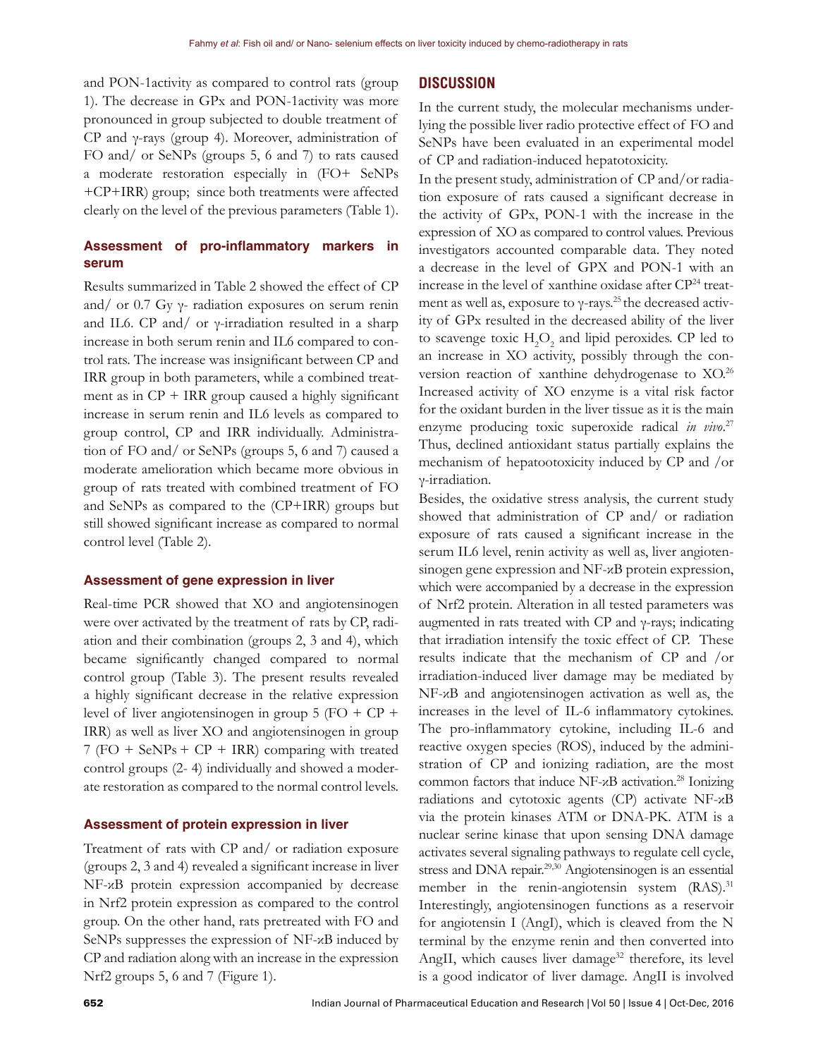and PON-1activity as compared to control rats (group 1). The decrease in GPx and PON-1activity was more pronounced in group subjected to double treatment of CP and γ-rays (group 4). Moreover, administration of FO and/ or SeNPs (groups 5, 6 and 7) to rats caused a moderate restoration especially in (FO+ SeNPs +CP+IRR) group; since both treatments were affected clearly on the level of the previous parameters (Table 1).

### Assessment of pro-inflammatory markers in serum

Results summarized in Table 2 showed the effect of CP and/ or 0.7 Gy γ- radiation exposures on serum renin and IL6. CP and/ or γ-irradiation resulted in a sharp increase in both serum renin and IL6 compared to control rats. The increase was insignificant between CP and IRR group in both parameters, while a combined treatment as in CP + IRR group caused a highly significant increase in serum renin and IL6 levels as compared to group control, CP and IRR individually. Administration of FO and/ or SeNPs (groups 5, 6 and 7) caused a moderate amelioration which became more obvious in group of rats treated with combined treatment of FO and SeNPs as compared to the (CP+IRR) groups but still showed significant increase as compared to normal control level (Table 2).

### Assessment of gene expression in liver

Real-time PCR showed that XO and angiotensinogen were over activated by the treatment of rats by CP, radiation and their combination (groups 2, 3 and 4), which became significantly changed compared to normal control group (Table 3). The present results revealed a highly significant decrease in the relative expression level of liver angiotensinogen in group 5 (FO + CP + IRR) as well as liver XO and angiotensinogen in group 7 (FO + SeNPs + CP + IRR) comparing with treated control groups (2- 4) individually and showed a moderate restoration as compared to the normal control levels.

### Assessment of protein expression in liver

Treatment of rats with CP and/ or radiation exposure (groups 2, 3 and 4) revealed a significant increase in liver NF-ϰB protein expression accompanied by decrease in Nrf2 protein expression as compared to the control group. On the other hand, rats pretreated with FO and SeNPs suppresses the expression of NF-ϰB induced by CP and radiation along with an increase in the expression Nrf2 groups 5, 6 and 7 (Figure 1).

## DISCUSSION

In the current study, the molecular mechanisms underlying the possible liver radio protective effect of FO and SeNPs have been evaluated in an experimental model of CP and radiation-induced hepatotoxicity.

In the present study, administration of CP and/or radiation exposure of rats caused a significant decrease in the activity of GPx, PON-1 with the increase in the expression of XO as compared to control values. Previous investigators accounted comparable data. They noted a decrease in the level of GPX and PON-1 with an increase in the level of xanthine oxidase after CP[24] treatment as well as, exposure to γ-rays.[25] the decreased activity of GPx resulted in the decreased ability of the liver to scavenge toxic $H_2O_2$ and lipid peroxides. CP led to an increase in XO activity, possibly through the conversion reaction of xanthine dehydrogenase to XO.[26] Increased activity of XO enzyme is a vital risk factor for the oxidant burden in the liver tissue as it is the main enzyme producing toxic superoxide radical *in vivo*.[27] Thus, declined antioxidant status partially explains the mechanism of hepatootoxicity induced by CP and /or γ-irradiation.

Besides, the oxidative stress analysis, the current study showed that administration of CP and/ or radiation exposure of rats caused a significant increase in the serum IL6 level, renin activity as well as, liver angiotensinogen gene expression and NF-ϰB protein expression, which were accompanied by a decrease in the expression of Nrf2 protein. Alteration in all tested parameters was augmented in rats treated with CP and γ-rays; indicating that irradiation intensify the toxic effect of CP. These results indicate that the mechanism of CP and /or irradiation-induced liver damage may be mediated by NF-ϰB and angiotensinogen activation as well as, the increases in the level of IL-6 inflammatory cytokines. The pro-inflammatory cytokine, including IL-6 and reactive oxygen species (ROS), induced by the administration of CP and ionizing radiation, are the most common factors that induce NF-ϰB activation.[28] Ionizing radiations and cytotoxic agents (CP) activate NF-ϰB via the protein kinases ATM or DNA-PK. ATM is a nuclear serine kinase that upon sensing DNA damage activates several signaling pathways to regulate cell cycle, stress and DNA repair.[29,30] Angiotensinogen is an essential member in the renin-angiotensin system (RAS).[31] Interestingly, angiotensinogen functions as a reservoir for angiotensin I (AngI), which is cleaved from the N terminal by the enzyme renin and then converted into AngII, which causes liver damage[32] therefore, its level is a good indicator of liver damage. AngII is involved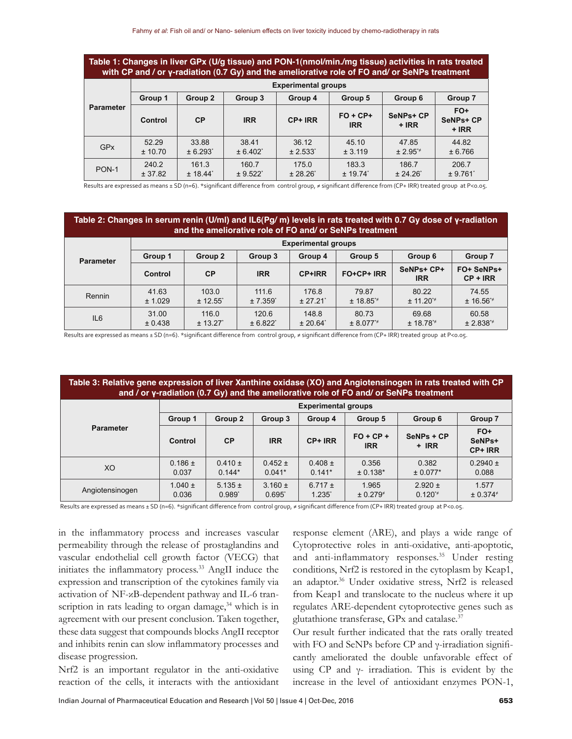**Table 1: Changes in liver GPx (U/g tissue) and PON-1(nmol/min./mg tissue) activities in rats treated with CP and / or γ-radiation (0.7 Gy) and the ameliorative role of FO and/ or SeNPs treatment**

| Parameter | Experimental groups | | | | | | |
|---|---|---|---|---|---|---|---|
| | Group 1 | Group 2 | Group 3 | Group 4 | Group 5 | Group 6 | Group 7 |
| | Control | CP | IRR | CP+ IRR | FO + CP+ IRR | SeNPs+ CP + IRR | FO+ SeNPs+ CP + IRR |
| GPx | 52.29 ± 10.70 | 33.88 ± 6.293* | 38.41 ± 6.402* | 36.12 ± 2.533* | 45.10 ± 3.119 | 47.85 ± 2.95*≠ | 44.82 ± 6.766 |
| PON-1 | 240.2 ± 37.82 | 161.3 ± 18.44* | 160.7 ± 9.522* | 175.0 ± 28.26* | 183.3 ± 19.74* | 186.7 ± 24.26* | 206.7 ± 9.761* |

Results are expressed as means ± SD (n=6). *significant difference from control group, ≠ significant difference from (CP+ IRR) treated group at P<0.05.

**Table 2: Changes in serum renin (U/ml) and IL6(Pg/ m) levels in rats treated with 0.7 Gy dose of γ-radiation and the ameliorative role of FO and/ or SeNPs treatment**

| Parameter | Experimental groups | | | | | | |
|---|---|---|---|---|---|---|---|
| | Group 1 | Group 2 | Group 3 | Group 4 | Group 5 | Group 6 | Group 7 |
| | Control | CP | IRR | CP+IRR | FO+CP+ IRR | SeNPs+ CP+ IRR | FO+ SeNPs+ CP + IRR |
| Rennin | 41.63 ± 1.029 | 103.0 ± 12.55* | 111.6 ± 7.359* | 176.8 ± 27.21* | 79.87 ± 18.85*≠ | 80.22 ± 11.20*≠ | 74.55 ± 16.56*≠ |
| IL6 | 31.00 ± 0.438 | 116.0 ± 13.27* | 120.6 ± 6.822* | 148.8 ± 20.64* | 80.73 ± 8.077*≠ | 69.68 ± 18.78*≠ | 60.58 ± 2.838*≠ |

Results are expressed as means ± SD (n=6). *significant difference from control group, ≠ significant difference from (CP+ IRR) treated group at P<0.05.

**Table 3: Relative gene expression of liver Xanthine oxidase (XO) and Angiotensinogen in rats treated with CP and / or γ-radiation (0.7 Gy) and the ameliorative role of FO and/ or SeNPs treatment**

| Parameter | Experimental groups | | | | | | |
|---|---|---|---|---|---|---|---|
| | Group 1 | Group 2 | Group 3 | Group 4 | Group 5 | Group 6 | Group 7 |
| | Control | CP | IRR | CP+ IRR | FO + CP + IRR | SeNPs + CP + IRR | FO+ SeNPs+ CP+ IRR |
| XO | 0.186 ± 0.037 | 0.410 ± 0.144* | 0.452 ± 0.041* | 0.408 ± 0.141* | 0.356 ± 0.138* | 0.382 ± 0.077* | 0.2940 ± 0.088 |
| Angiotensinogen | 1.040 ± 0.036 | 5.135 ± 0.989* | 3.160 ± 0.695* | 6.717 ± 1.235* | 1.965 ± 0.279≠ | 2.920 ± 0.120*≠ | 1.577 ± 0.374≠ |

Results are expressed as means ± SD (n=6). *significant difference from control group, ≠ significant difference from (CP+ IRR) treated group at P<0.05.

in the inflammatory process and increases vascular permeability through the release of prostaglandins and vascular endothelial cell growth factor (VECG) that initiates the inflammatory process.[33] AngII induce the expression and transcription of the cytokines family via activation of NF-κB-dependent pathway and IL-6 transcription in rats leading to organ damage,[34] which is in agreement with our present conclusion. Taken together, these data suggest that compounds blocks AngII receptor and inhibits renin can slow inflammatory processes and disease progression.

Nrf2 is an important regulator in the anti-oxidative reaction of the cells, it interacts with the antioxidant response element (ARE), and plays a wide range of Cytoprotective roles in anti-oxidative, anti-apoptotic, and anti-inflammatory responses.[35] Under resting conditions, Nrf2 is restored in the cytoplasm by Keap1, an adaptor.[36] Under oxidative stress, Nrf2 is released from Keap1 and translocate to the nucleus where it up regulates ARE-dependent cytoprotective genes such as glutathione transferase, GPx and catalase.[37]

Our result further indicated that the rats orally treated with FO and SeNPs before CP and γ-irradiation significantly ameliorated the double unfavorable effect of using CP and γ- irradiation. This is evident by the increase in the level of antioxidant enzymes PON-1,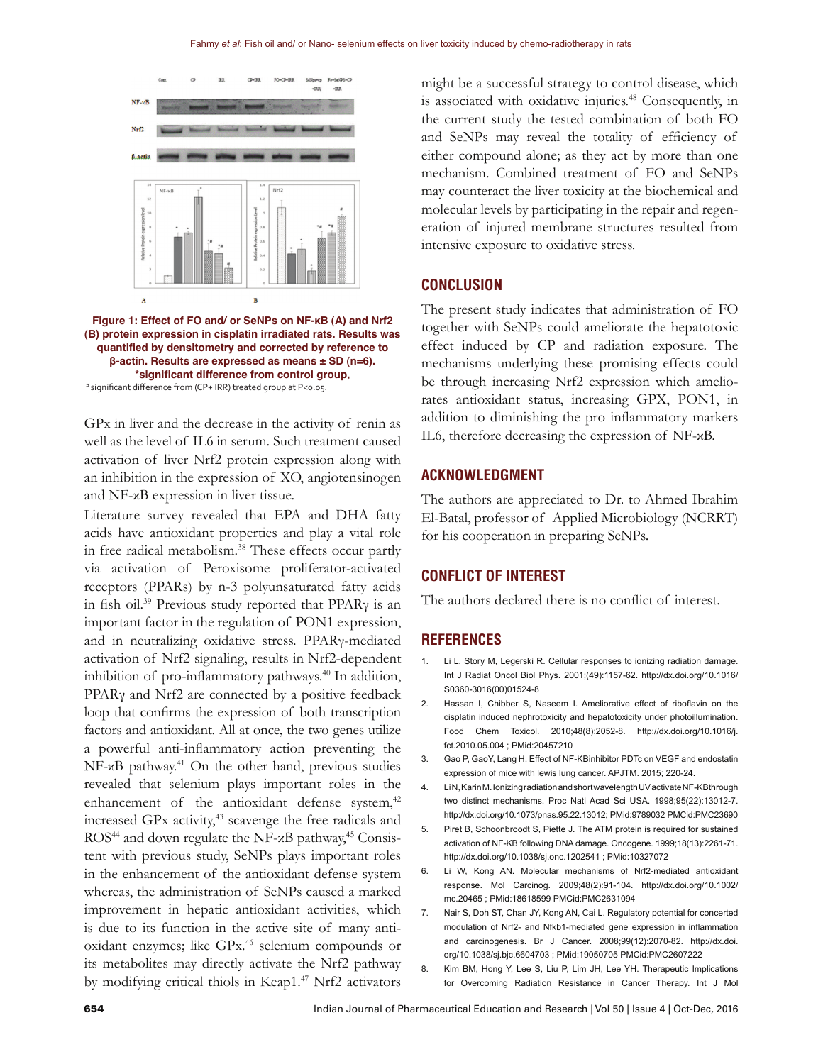Figure 1: Effect of FO and/ or SeNPs on NF-κB (A) and Nrf2 (B) protein expression in cisplatin irradiated rats. Results was quantified by densitometry and corrected by reference to β-actin. Results are expressed as means ± SD (n=6). *significant difference from control group,
# significant difference from (CP+ IRR) treated group at P<0.05.

GPx in liver and the decrease in the activity of renin as well as the level of IL6 in serum. Such treatment caused activation of liver Nrf2 protein expression along with an inhibition in the expression of XO, angiotensinogen and NF-κB expression in liver tissue.

Literature survey revealed that EPA and DHA fatty acids have antioxidant properties and play a vital role in free radical metabolism.[38] These effects occur partly via activation of Peroxisome proliferator-activated receptors (PPARs) by n-3 polyunsaturated fatty acids in fish oil.[39] Previous study reported that PPARγ is an important factor in the regulation of PON1 expression, and in neutralizing oxidative stress. PPARγ-mediated activation of Nrf2 signaling, results in Nrf2-dependent inhibition of pro-inflammatory pathways.[40] In addition, PPARγ and Nrf2 are connected by a positive feedback loop that confirms the expression of both transcription factors and antioxidant. All at once, the two genes utilize a powerful anti-inflammatory action preventing the NF-κB pathway.[41] On the other hand, previous studies revealed that selenium plays important roles in the enhancement of the antioxidant defense system,[42] increased GPx activity,[43] scavenge the free radicals and ROS[44] and down regulate the NF-κB pathway,[45] Consistent with previous study, SeNPs plays important roles in the enhancement of the antioxidant defense system whereas, the administration of SeNPs caused a marked improvement in hepatic antioxidant activities, which is due to its function in the active site of many antioxidant enzymes; like GPx.[46] selenium compounds or its metabolites may directly activate the Nrf2 pathway by modifying critical thiols in Keap1.[47] Nrf2 activators might be a successful strategy to control disease, which is associated with oxidative injuries.[48] Consequently, in the current study the tested combination of both FO and SeNPs may reveal the totality of efficiency of either compound alone; as they act by more than one mechanism. Combined treatment of FO and SeNPs may counteract the liver toxicity at the biochemical and molecular levels by participating in the repair and regeneration of injured membrane structures resulted from intensive exposure to oxidative stress.

## CONCLUSION

The present study indicates that administration of FO together with SeNPs could ameliorate the hepatotoxic effect induced by CP and radiation exposure. The mechanisms underlying these promising effects could be through increasing Nrf2 expression which ameliorates antioxidant status, increasing GPX, PON1, in addition to diminishing the pro inflammatory markers IL6, therefore decreasing the expression of NF-κB.

## ACKNOWLEDGMENT

The authors are appreciated to Dr. to Ahmed Ibrahim El-Batal, professor of Applied Microbiology (NCRRT) for his cooperation in preparing SeNPs.

## CONFLICT OF INTEREST

The authors declared there is no conflict of interest.

## REFERENCES

1. Li L, Story M, Legerski R. Cellular responses to ionizing radiation damage. Int J Radiat Oncol Biol Phys. 2001;(49):1157-62. http://dx.doi.org/10.1016/S0360-3016(00)01524-8
2. Hassan I, Chibber S, Naseem I. Ameliorative effect of riboflavin on the cisplatin induced nephrotoxicity and hepatotoxicity under photoillumination. Food Chem Toxicol. 2010;48(8):2052-8. http://dx.doi.org/10.1016/j.fct.2010.05.004 ; PMid:20457210
3. Gao P, GaoY, Lang H. Effect of NF-KBinhibitor PDTc on VEGF and endostatin expression of mice with lewis lung cancer. APJTM. 2015; 220-24.
4. LiN, KarinM. Ionizing radiation and short wavelength UV activate NF-KB through two distinct mechanisms. Proc Natl Acad Sci USA. 1998;95(22):13012-7. http://dx.doi.org/10.1073/pnas.95.22.13012; PMid:9789032 PMCid:PMC23690
5. Piret B, Schoonbroodt S, Piette J. The ATM protein is required for sustained activation of NF-KB following DNA damage. Oncogene. 1999;18(13):2261-71. http://dx.doi.org/10.1038/sj.onc.1202541 ; PMid:10327072
6. Li W, Kong AN. Molecular mechanisms of Nrf2-mediated antioxidant response. Mol Carcinog. 2009;48(2):91-104. http://dx.doi.org/10.1002/mc.20465 ; PMid:18618599 PMCid:PMC2631094
7. Nair S, Doh ST, Chan JY, Kong AN, Cai L. Regulatory potential for concerted modulation of Nrf2- and Nfkb1-mediated gene expression in inflammation and carcinogenesis. Br J Cancer. 2008;99(12):2070-82. http://dx.doi.org/10.1038/sj.bjc.6604703 ; PMid:19050705 PMCid:PMC2607222
8. Kim BM, Hong Y, Lee S, Liu P, Lim JH, Lee YH. Therapeutic Implications for Overcoming Radiation Resistance in Cancer Therapy. Int J Mol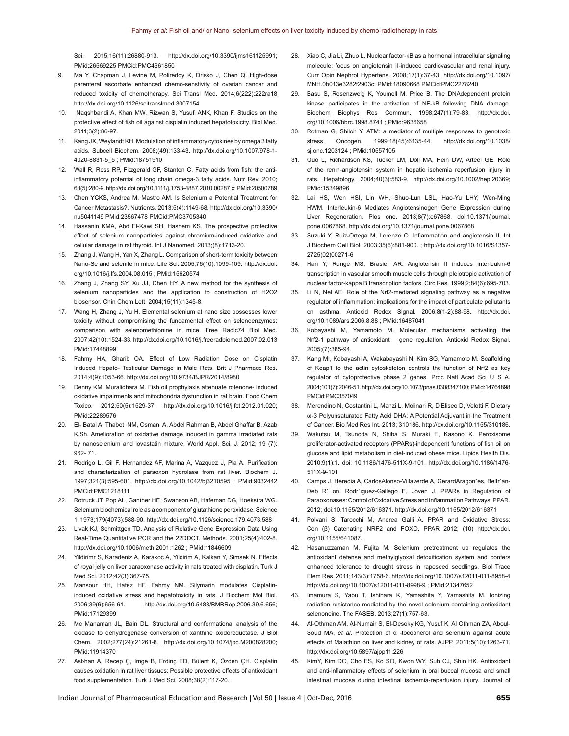Sci. 2015;16(11):26880-913. http://dx.doi.org/10.3390/ijms161125991; PMid:26569225 PMCid:PMC4661850

9. Ma Y, Chapman J, Levine M, Polireddy K, Drisko J, Chen Q. High-dose parenteral ascorbate enhanced chemo-senstivity of ovarian cancer and reduced toxicity of chemotherapy. Sci Transl Med. 2014;6(222):222ra18 http://dx.doi.org/10.1126/scitranslmed.3007154
10. Naqshbandi A, Khan MW, Rizwan S, Yusufi ANK, Khan F. Studies on the protective effect of fish oil against cisplatin induced hepatotoxicity. Biol Med. 2011;3(2):86-97.
11. Kang JX, Weylandt KH. Modulation of inflammatory cytokines by omega 3 fatty acids. Subcell Biochem. 2008;(49):133-43. http://dx.doi.org/10.1007/978-1-4020-8831-5_5 ; PMid:18751910
12. Wall R, Ross RP, Fitzgerald GF, Stanton C. Fatty acids from fish: the anti-inflammatory potential of long chain omega-3 fatty acids. Nutr Rev. 2010; 68(5):280-9. http://dx.doi.org/10.1111/j.1753-4887.2010.00287.x; PMid:20500789
13. Chen YCKS, Andrea M. Mastro AM. Is Selenium a Potential Treatment for Cancer Metastasis?. Nutrients. 2013;5(4):1149-68. http://dx.doi.org/10.3390/nu5041149 PMid:23567478 PMCid:PMC3705340
14. Hassanin KMA, Abd El-Kawi SH, Hashem KS. The prospective protective effect of selenium nanoparticles against chromium-induced oxidative and cellular damage in rat thyroid. Int J Nanomed. 2013;(8):1713-20.
15. Zhang J, Wang H, Yan X, Zhang L. Comparison of short-term toxicity between Nano-Se and selenite in mice. Life Sci. 2005;76(10):1099-109. http://dx.doi.org/10.1016/j.lfs.2004.08.015 ; PMid:15620574
16. Zhang J, Zhang SY, Xu JJ, Chen HY. A new method for the synthesis of selenium nanoparticles and the application to construction of H2O2 biosensor. Chin Chem Lett. 2004;15(11):1345-8.
17. Wang H, Zhang J, Yu H. Elemental selenium at nano size possesses lower toxicity without compromising the fundamental effect on selenoenzymes: comparison with selenomethionine in mice. Free Radic74 Biol Med. 2007;42(10):1524-33. http://dx.doi.org/10.1016/j.freeradbiomed.2007.02.013 PMid:17448899
18. Fahmy HA, Gharib OA. Effect of Low Radiation Dose on Cisplatin Induced Hepato- Testicular Damage in Male Rats. Brit J Pharmace Res. 2014;4(9):1053-66. http://dx.doi.org/10.9734/BJPR/2014/8980
19. Denny KM, Muralidhara M. Fish oil prophylaxis attenuate rotenone- induced oxidative impairments and mitochondria dysfunction in rat brain. Food Chem Toxico. 2012;50(5):1529-37. http://dx.doi.org/10.1016/j.fct.2012.01.020; PMid:22289576
20. El- Batal A, Thabet NM, Osman A, Abdel Rahman B, Abdel Ghaffar B, Azab K.Sh. Amelioration of oxidative damage induced in gamma irradiated rats by nanoselenium and lovastatin mixture. World Appl. Sci. J. 2012; 19 (7): 962- 71.
21. Rodrigo L, Gil F, Hernandez AF, Marina A, Vazquez J, Pla A. Purification and characterization of paraoxon hydrolase from rat liver. Biochem J. 1997;321(3):595-601. http://dx.doi.org/10.1042/bj3210595 ; PMid:9032442 PMCid:PMC1218111
22. Rotruck JT, Pop AL, Ganther HE, Swanson AB, Hafeman DG, Hoekstra WG. Selenium biochemical role as a component of glutathione peroxidase. Science 1. 1973;179(4073):588-90. http://dx.doi.org/10.1126/science.179.4073.588
23. Livak KJ, Schmittgen TD. Analysis of Relative Gene Expression Data Using Real-Time Quantitative PCR and the 22DDCT. Methods. 2001;25(4):402-8. http://dx.doi.org/10.1006/meth.2001.1262 ; PMid:11846609
24. Yildirimr S, Karadeniz A, Karakoc A, Yildirim A, Kalkan Y, Simsek N. Effects of royal jelly on liver paraoxonase activity in rats treated with cisplatin. Turk J Med Sci. 2012;42(3):367-75.
25. Mansour HH, Hafez HF, Fahmy NM. Silymarin modulates Cisplatin-induced oxidative stress and hepatotoxicity in rats. J Biochem Mol Biol. 2006;39(6):656-61. http://dx.doi.org/10.5483/BMBRep.2006.39.6.656; PMid:17129399
26. Mc Manaman JL, Bain DL. Structural and conformational analysis of the oxidase to dehydrogenase conversion of xanthine oxidoreductase. J Biol Chem. 2002;277(24):21261-8. http://dx.doi.org/10.1074/jbc.M200828200; PMid:11914370
27. Aslıhan A, Recep Ç, Imge B, Erdinç ED, Bülent K, Özden ÇH. Cisplatin causes oxidation in rat liver tissues: Possible protective effects of antioxidant food supplementation. Turk J Med Sci. 2008;38(2):117-20.
28. Xiao C, Jia Li, Zhuo L. Nuclear factor-κB as a hormonal intracellular signaling molecule: focus on angiotensin II-induced cardiovascular and renal injury. Curr Opin Nephrol Hypertens. 2008;17(1):37-43. http://dx.doi.org/10.1097/MNH.0b013e3282f2903c; PMid:18090668 PMCid:PMC2278240
29. Basu S, Rosenzweig K, Youmell M, Price B. The DNAdependent protein kinase participates in the activation of NF-kB following DNA damage. Biochem Biophys Res Commun. 1998;247(1):79-83. http://dx.doi.org/10.1006/bbrc.1998.8741 ; PMid:9636658
30. Rotman G, Shiloh Y. ATM: a mediator of multiple responses to genotoxic stress. Oncogen. 1999;18(45):6135-44. http://dx.doi.org/10.1038/sj.onc.1203124 ; PMid:10557105
31. Guo L, Richardson KS, Tucker LM, Doll MA, Hein DW, Arteel GE. Role of the renin-angiotensin system in hepatic ischemia reperfusion injury in rats. Hepatology. 2004;40(3):583-9. http://dx.doi.org/10.1002/hep.20369; PMid:15349896
32. Lai HS, Wen HSI, Lin WH, Shuo-Lun LSL, Hao-Yu LHY, Wen-Ming HWM. Interleukin-6 Mediates Angiotensinogen Gene Expression during Liver Regeneration. Plos one. 2013;8(7):e67868. doi:10.1371/journal.pone.0067868. http://dx.doi.org/10.1371/journal.pone.0067868
33. Suzuki Y, Ruiz-Ortega M, Lorenzo O. Inflammation and angiotensin II. Int J Biochem Cell Biol. 2003;35(6):881-900. ; http://dx.doi.org/10.1016/S1357-2725(02)00271-6
34. Han Y, Runge MS, Brasier AR. Angiotensin II induces interleukin-6 transcription in vascular smooth muscle cells through pleiotropic activation of nuclear factor-kappa B transcription factors. Circ Res. 1999;2;84(6):695-703.
35. Li N, Nel AE. Role of the Nrf2-mediated signaling pathway as a negative regulator of inflammation: implications for the impact of particulate pollutants on asthma. Antioxid Redox Signal. 2006;8(1-2):88-98. http://dx.doi.org/10.1089/ars.2006.8.88 ; PMid:16487041
36. Kobayashi M, Yamamoto M. Molecular mechanisms activating the Nrf2-1 pathway of antioxidant gene regulation. Antioxid Redox Signal. 2005;(7):385-94.
37. Kang MI, Kobayashi A, Wakabayashi N, Kim SG, Yamamoto M. Scaffolding of Keap1 to the actin cytoskeleton controls the function of Nrf2 as key regulator of cytoprotective phase 2 genes. Proc Natl Acad Sci U S A. 2004;101(7):2046-51. http://dx.doi.org/10.1073/pnas.0308347100; PMid:14764898 PMCid:PMC357049
38. Merendino N, Costantini L, Manzi L, Molinari R, D'Eliseo D, Velotti F. Dietary ω-3 Polyunsaturated Fatty Acid DHA: A Potential Adjuvant in the Treatment of Cancer. Bio Med Res Int. 2013; 310186. http://dx.doi.org/10.1155/310186.
39. Wakutsu M, Tsunoda N, Shiba S, Muraki E, Kasono K. Peroxisome proliferator-activated receptors (PPARs)-independent functions of fish oil on glucose and lipid metabolism in diet-induced obese mice. Lipids Health Dis. 2010;9(1):1. doi: 10.1186/1476-511X-9-101. http://dx.doi.org/10.1186/1476-511X-9-101
40. Camps J, Heredia A, CarlosAlonso-Villaverde A, GerardAragon`es, Beltr´an-Deb R´ on, Rodr´ıguez-Gallego E, Joven J. PPARs in Regulation of Paraoxonases: Control of Oxidative Stress and Inflammation Pathways. PPAR. 2012; doi:10.1155/2012/616371. http://dx.doi.org/10.1155/2012/616371
41. Polvani S, Tarocchi M, Andrea Galli A. PPAR and Oxidative Stress: Con (β) Catenating NRF2 and FOXO. PPAR 2012; (10) http://dx.doi.org/10.1155/641087.
42. Hasanuzzaman M, Fujita M. Selenium pretreatment up regulates the antioxidant defense and methylglyoxal detoxification system and confers enhanced tolerance to drought stress in rapeseed seedlings. Biol Trace Elem Res. 2011;143(3):1758-6. http://dx.doi.org/10.1007/s12011-011-8958-4 http://dx.doi.org/10.1007/s12011-011-8998-9 ; PMid:21347652
43. Imamura S, Yabu T, Ishihara K, Yamashita K, Yamashita M. Ionizing radiation resistance mediated by the novel selenium-containing antioxidant selenoneine. The FASEB. 2013;27(1):757-63.
44. Al-Othman AM, Al-Numair S, El-Desoky KG, Yusuf K, Al Othman ZA, Aboul-Soud MA, *et al*. Protection of α -tocopherol and selenium against acute effects of Malathion on liver and kidney of rats. AJPP. 2011;5(10):1263-71. http://dx.doi.org/10.5897/ajpp11.226
45. KimY, Kim DC, Cho ES, Ko SO, Kwon WY, Suh CJ, Shin HK. Antioxidant and anti-inflammatory effects of selenium in oral buccal mucosa and small intestinal mucosa during intestinal ischemia-reperfusion injury. Journal of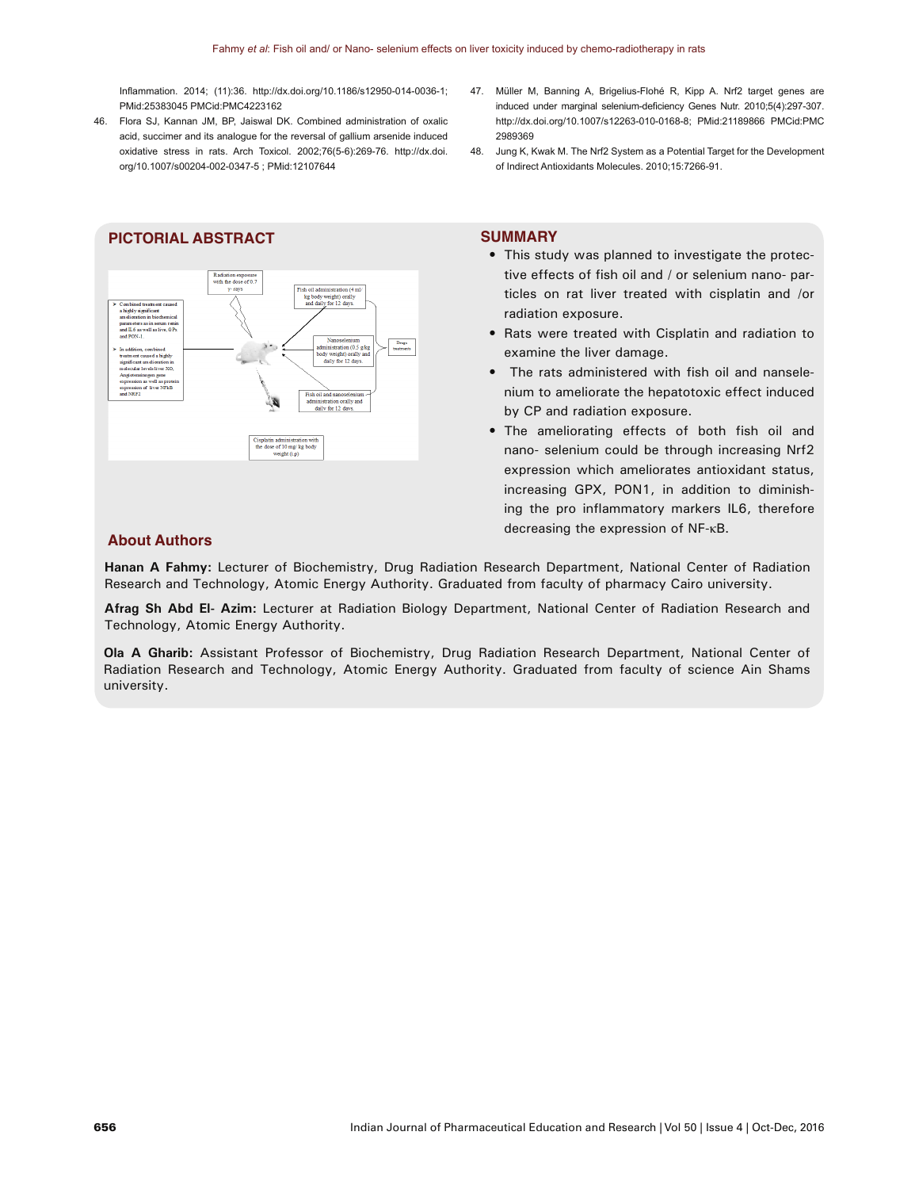Inflammation. 2014; (11):36. http://dx.doi.org/10.1186/s12950-014-0036-1; PMid:25383045 PMCid:PMC4223162

46. Flora SJ, Kannan JM, BP, Jaiswal DK. Combined administration of oxalic acid, succimer and its analogue for the reversal of gallium arsenide induced oxidative stress in rats. Arch Toxicol. 2002;76(5-6):269-76. http://dx.doi.org/10.1007/s00204-002-0347-5 ; PMid:12107644

47. Müller M, Banning A, Brigelius-Flohé R, Kipp A. Nrf2 target genes are induced under marginal selenium-deficiency Genes Nutr. 2010;5(4):297-307. http://dx.doi.org/10.1007/s12263-010-0168-8; PMid:21189866 PMCid:PMC2989369

48. Jung K, Kwak M. The Nrf2 System as a Potential Target for the Development of Indirect Antioxidants Molecules. 2010;15:7266-91.

## PICTORIAL ABSTRACT

Radiation exposure with the dose of 0.7 γ- rays

Fish oil administration (4 ml/ kg body weight) orally and daily for 12 days.

Nanoselenium administration (0.5 g/kg body weight) orally and daily for 12 days.

Fish oil and nanoselenium administration orally and daily for 12 days.

Drugs treatments

Cisplatin administration with the dose of 10 mg/ kg body weight (i.p)

➤ Combined treatment caused a highly significant amelioration in biochemical parameters as in serum retain and IL6 as well as live, GPx and PON-1.

➤ In addition, combined treatment caused a highly significant amelioration in molecular levels liver NO, Angiotensinogen gene expression as well as protein expression of liver NFkB and NRF2

## SUMMARY

- This study was planned to investigate the protective effects of fish oil and / or selenium nano- particles on rat liver treated with cisplatin and /or radiation exposure.
- Rats were treated with Cisplatin and radiation to examine the liver damage.
- The rats administered with fish oil and nanselenium to ameliorate the hepatotoxic effect induced by CP and radiation exposure.
- The ameliorating effects of both fish oil and nano- selenium could be through increasing Nrf2 expression which ameliorates antioxidant status, increasing GPX, PON1, in addition to diminishing the pro inflammatory markers IL6, therefore decreasing the expression of NF-κB.

## About Authors

**Hanan A Fahmy:** Lecturer of Biochemistry, Drug Radiation Research Department, National Center of Radiation Research and Technology, Atomic Energy Authority. Graduated from faculty of pharmacy Cairo university.

**Afrag Sh Abd El- Azim:** Lecturer at Radiation Biology Department, National Center of Radiation Research and Technology, Atomic Energy Authority.

**Ola A Gharib:** Assistant Professor of Biochemistry, Drug Radiation Research Department, National Center of Radiation Research and Technology, Atomic Energy Authority. Graduated from faculty of science Ain Shams university.